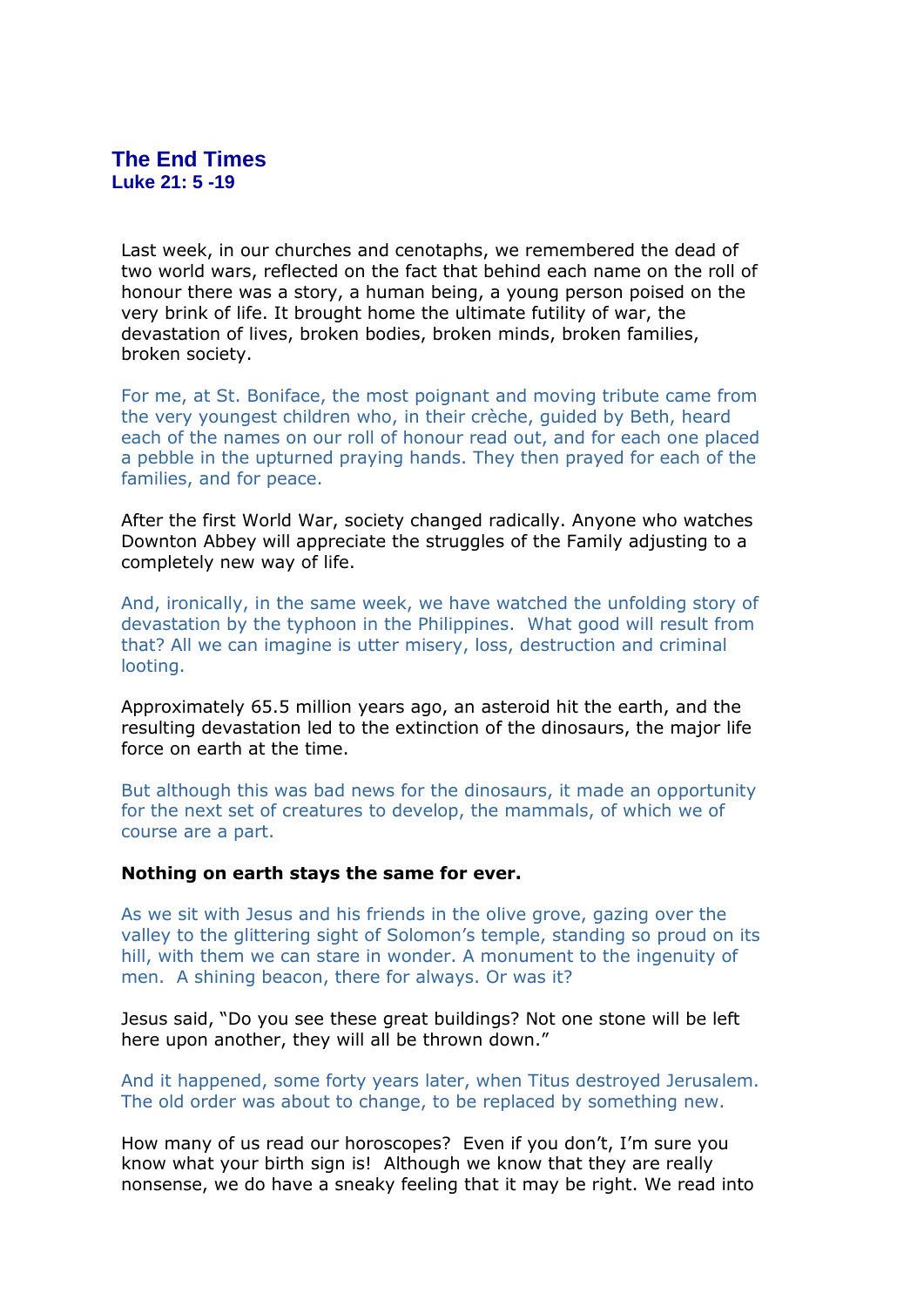# The End Times

**Luke 21: 5 -19**

Last week, in our churches and cenotaphs, we remembered the dead of two world wars, reflected on the fact that behind each name on the roll of honour there was a story, a human being, a young person poised on the very brink of life. It brought home the ultimate futility of war, the devastation of lives, broken bodies, broken minds, broken families, broken society.

For me, at St. Boniface, the most poignant and moving tribute came from the very youngest children who, in their crèche, guided by Beth, heard each of the names on our roll of honour read out, and for each one placed a pebble in the upturned praying hands. They then prayed for each of the families, and for peace.

After the first World War, society changed radically. Anyone who watches Downton Abbey will appreciate the struggles of the Family adjusting to a completely new way of life.

And, ironically, in the same week, we have watched the unfolding story of devastation by the typhoon in the Philippines. What good will result from that? All we can imagine is utter misery, loss, destruction and criminal looting.

Approximately 65.5 million years ago, an asteroid hit the earth, and the resulting devastation led to the extinction of the dinosaurs, the major life force on earth at the time.

But although this was bad news for the dinosaurs, it made an opportunity for the next set of creatures to develop, the mammals, of which we of course are a part.

**Nothing on earth stays the same for ever.**

As we sit with Jesus and his friends in the olive grove, gazing over the valley to the glittering sight of Solomon's temple, standing so proud on its hill, with them we can stare in wonder. A monument to the ingenuity of men. A shining beacon, there for always. Or was it?

Jesus said, "Do you see these great buildings? Not one stone will be left here upon another, they will all be thrown down."

And it happened, some forty years later, when Titus destroyed Jerusalem. The old order was about to change, to be replaced by something new.

How many of us read our horoscopes? Even if you don't, I'm sure you know what your birth sign is! Although we know that they are really nonsense, we do have a sneaky feeling that it may be right. We read into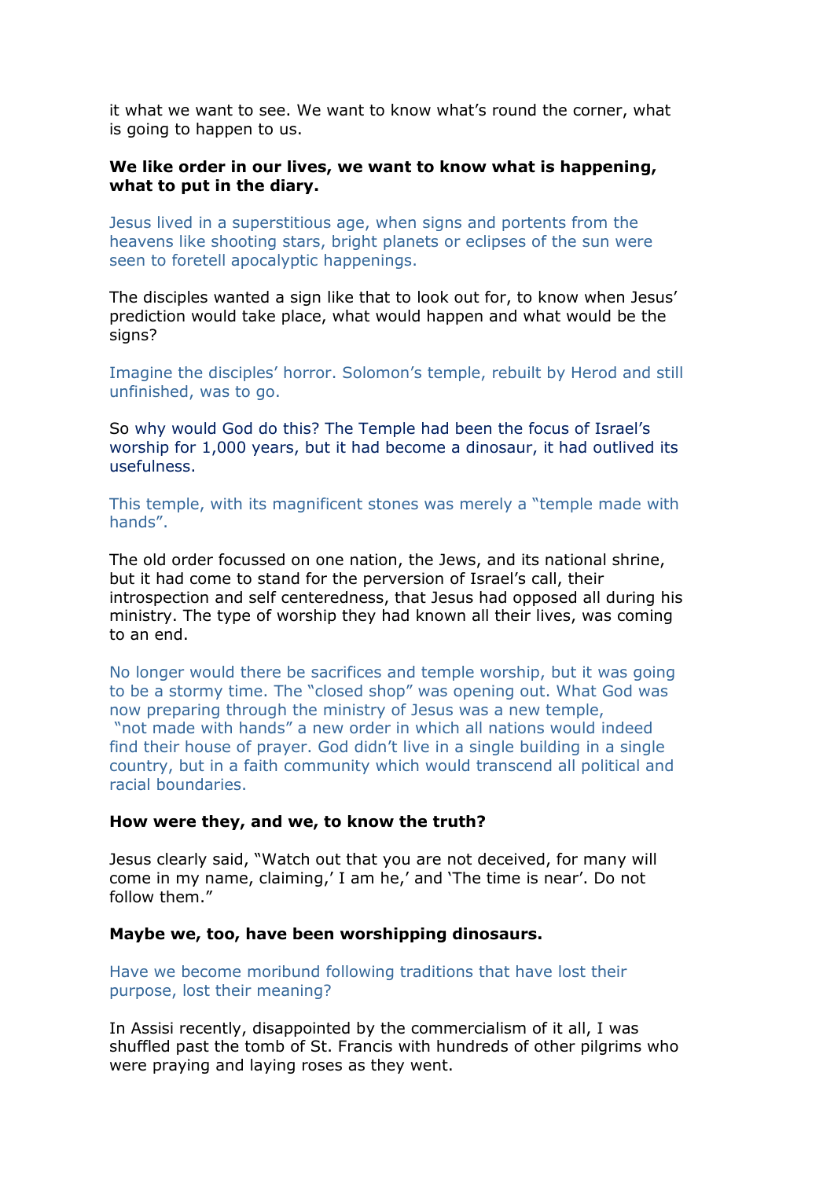it what we want to see. We want to know what's round the corner, what is going to happen to us.

**We like order in our lives, we want to know what is happening, what to put in the diary.**

Jesus lived in a superstitious age, when signs and portents from the heavens like shooting stars, bright planets or eclipses of the sun were seen to foretell apocalyptic happenings.

The disciples wanted a sign like that to look out for, to know when Jesus' prediction would take place, what would happen and what would be the signs?

Imagine the disciples' horror. Solomon's temple, rebuilt by Herod and still unfinished, was to go.

So why would God do this? The Temple had been the focus of Israel's worship for 1,000 years, but it had become a dinosaur, it had outlived its usefulness.

This temple, with its magnificent stones was merely a "temple made with hands".

The old order focussed on one nation, the Jews, and its national shrine, but it had come to stand for the perversion of Israel's call, their introspection and self centeredness, that Jesus had opposed all during his ministry. The type of worship they had known all their lives, was coming to an end.

No longer would there be sacrifices and temple worship, but it was going to be a stormy time. The "closed shop" was opening out. What God was now preparing through the ministry of Jesus was a new temple, "not made with hands" a new order in which all nations would indeed find their house of prayer. God didn't live in a single building in a single country, but in a faith community which would transcend all political and racial boundaries.

**How were they, and we, to know the truth?**

Jesus clearly said, "Watch out that you are not deceived, for many will come in my name, claiming,' I am he,' and 'The time is near'. Do not follow them."

**Maybe we, too, have been worshipping dinosaurs.**

Have we become moribund following traditions that have lost their purpose, lost their meaning?

In Assisi recently, disappointed by the commercialism of it all, I was shuffled past the tomb of St. Francis with hundreds of other pilgrims who were praying and laying roses as they went.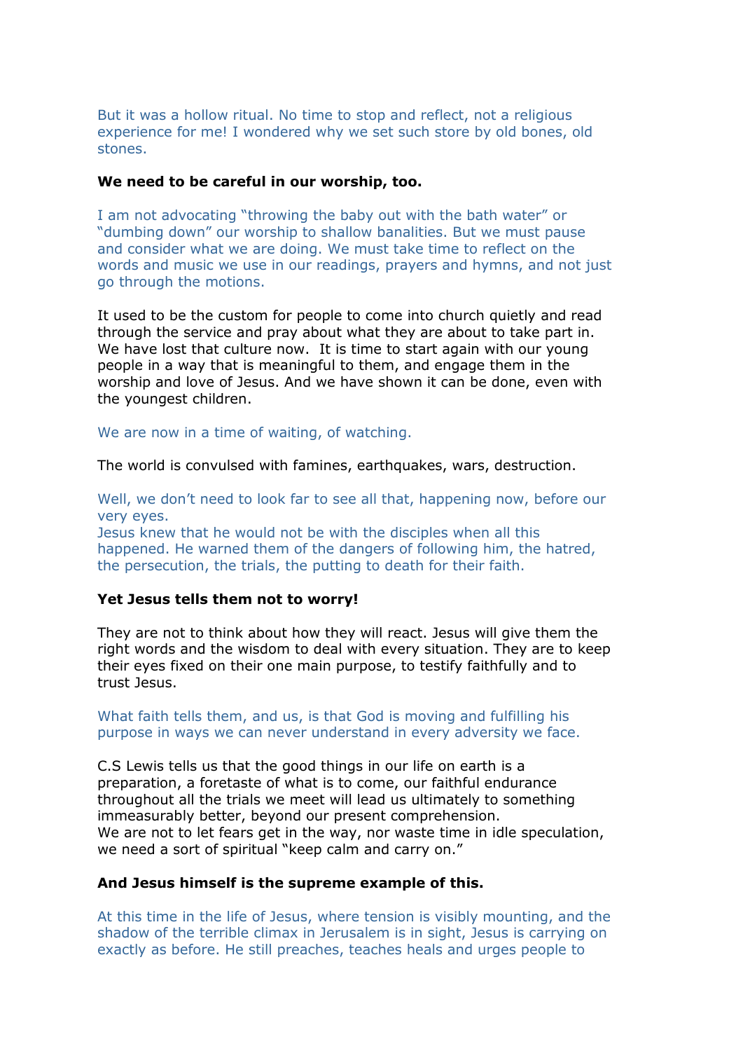But it was a hollow ritual. No time to stop and reflect, not a religious experience for me! I wondered why we set such store by old bones, old stones.

**We need to be careful in our worship, too.**

I am not advocating "throwing the baby out with the bath water" or "dumbing down" our worship to shallow banalities. But we must pause and consider what we are doing. We must take time to reflect on the words and music we use in our readings, prayers and hymns, and not just go through the motions.

It used to be the custom for people to come into church quietly and read through the service and pray about what they are about to take part in. We have lost that culture now. It is time to start again with our young people in a way that is meaningful to them, and engage them in the worship and love of Jesus. And we have shown it can be done, even with the youngest children.

We are now in a time of waiting, of watching.

The world is convulsed with famines, earthquakes, wars, destruction.

Well, we don't need to look far to see all that, happening now, before our very eyes.
Jesus knew that he would not be with the disciples when all this happened. He warned them of the dangers of following him, the hatred, the persecution, the trials, the putting to death for their faith.

**Yet Jesus tells them not to worry!**

They are not to think about how they will react. Jesus will give them the right words and the wisdom to deal with every situation. They are to keep their eyes fixed on their one main purpose, to testify faithfully and to trust Jesus.

What faith tells them, and us, is that God is moving and fulfilling his purpose in ways we can never understand in every adversity we face.

C.S Lewis tells us that the good things in our life on earth is a preparation, a foretaste of what is to come, our faithful endurance throughout all the trials we meet will lead us ultimately to something immeasurably better, beyond our present comprehension.
We are not to let fears get in the way, nor waste time in idle speculation, we need a sort of spiritual "keep calm and carry on."

**And Jesus himself is the supreme example of this.**

At this time in the life of Jesus, where tension is visibly mounting, and the shadow of the terrible climax in Jerusalem is in sight, Jesus is carrying on exactly as before. He still preaches, teaches heals and urges people to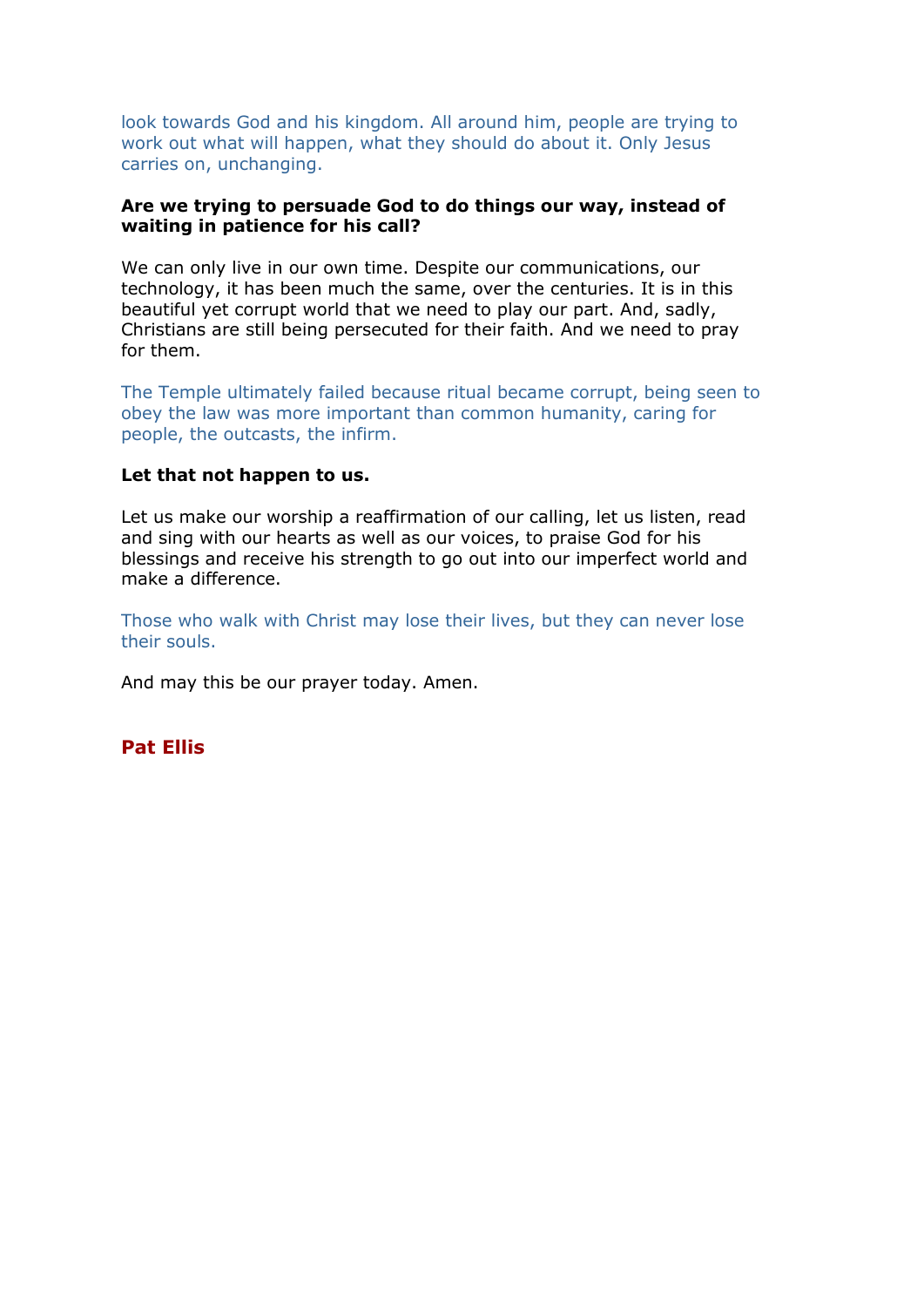look towards God and his kingdom. All around him, people are trying to work out what will happen, what they should do about it. Only Jesus carries on, unchanging.

**Are we trying to persuade God to do things our way, instead of waiting in patience for his call?**

We can only live in our own time. Despite our communications, our technology, it has been much the same, over the centuries. It is in this beautiful yet corrupt world that we need to play our part. And, sadly, Christians are still being persecuted for their faith. And we need to pray for them.

The Temple ultimately failed because ritual became corrupt, being seen to obey the law was more important than common humanity, caring for people, the outcasts, the infirm.

**Let that not happen to us.**

Let us make our worship a reaffirmation of our calling, let us listen, read and sing with our hearts as well as our voices, to praise God for his blessings and receive his strength to go out into our imperfect world and make a difference.

Those who walk with Christ may lose their lives, but they can never lose their souls.

And may this be our prayer today. Amen.

**Pat Ellis**